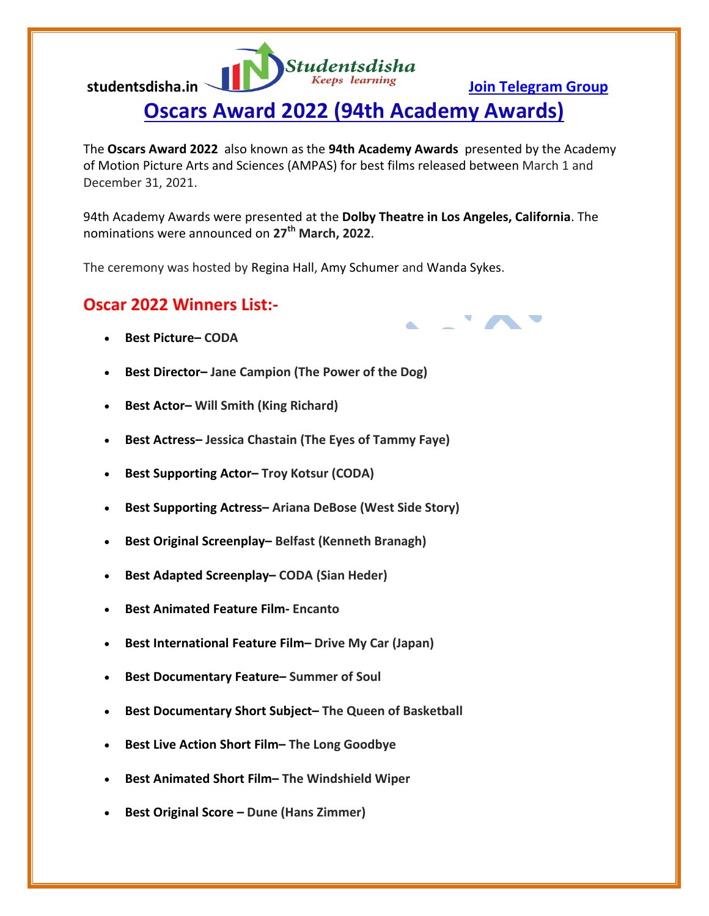studentsdisha.in

Studentsdisha
Keeps learning

Join Telegram Group

# Oscars Award 2022 (94th Academy Awards)

The **Oscars Award 2022** also known as the **94th Academy Awards** presented by the Academy of Motion Picture Arts and Sciences (AMPAS) for best films released between March 1 and December 31, 2021.

94th Academy Awards were presented at the **Dolby Theatre in Los Angeles, California**. The nominations were announced on **27th March, 2022**.

The ceremony was hosted by Regina Hall, Amy Schumer and Wanda Sykes.

## Oscar 2022 Winners List:-

- **Best Picture– CODA**
- **Best Director– Jane Campion (The Power of the Dog)**
- **Best Actor– Will Smith (King Richard)**
- **Best Actress– Jessica Chastain (The Eyes of Tammy Faye)**
- **Best Supporting Actor– Troy Kotsur (CODA)**
- **Best Supporting Actress– Ariana DeBose (West Side Story)**
- **Best Original Screenplay– Belfast (Kenneth Branagh)**
- **Best Adapted Screenplay– CODA (Sian Heder)**
- **Best Animated Feature Film- Encanto**
- **Best International Feature Film– Drive My Car (Japan)**
- **Best Documentary Feature– Summer of Soul**
- **Best Documentary Short Subject– The Queen of Basketball**
- **Best Live Action Short Film– The Long Goodbye**
- **Best Animated Short Film– The Windshield Wiper**
- **Best Original Score – Dune (Hans Zimmer)**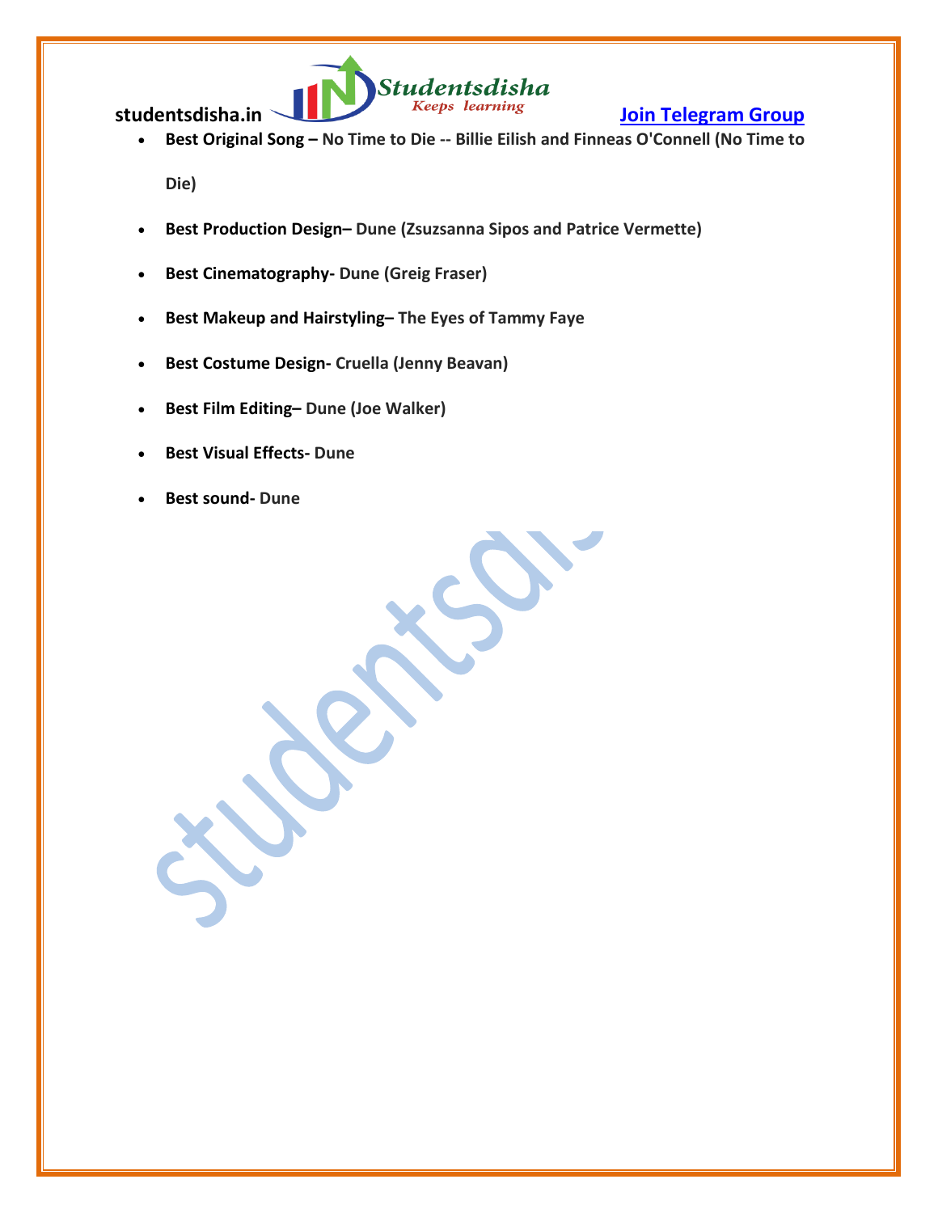- **Best Original Song –** No Time to Die -- Billie Eilish and Finneas O'Connell (No Time to Die)
- **Best Production Design–** Dune (Zsuzsanna Sipos and Patrice Vermette)
- **Best Cinematography-** Dune (Greig Fraser)
- **Best Makeup and Hairstyling–** The Eyes of Tammy Faye
- **Best Costume Design-** Cruella (Jenny Beavan)
- **Best Film Editing–** Dune (Joe Walker)
- **Best Visual Effects-** Dune
- **Best sound-** Dune